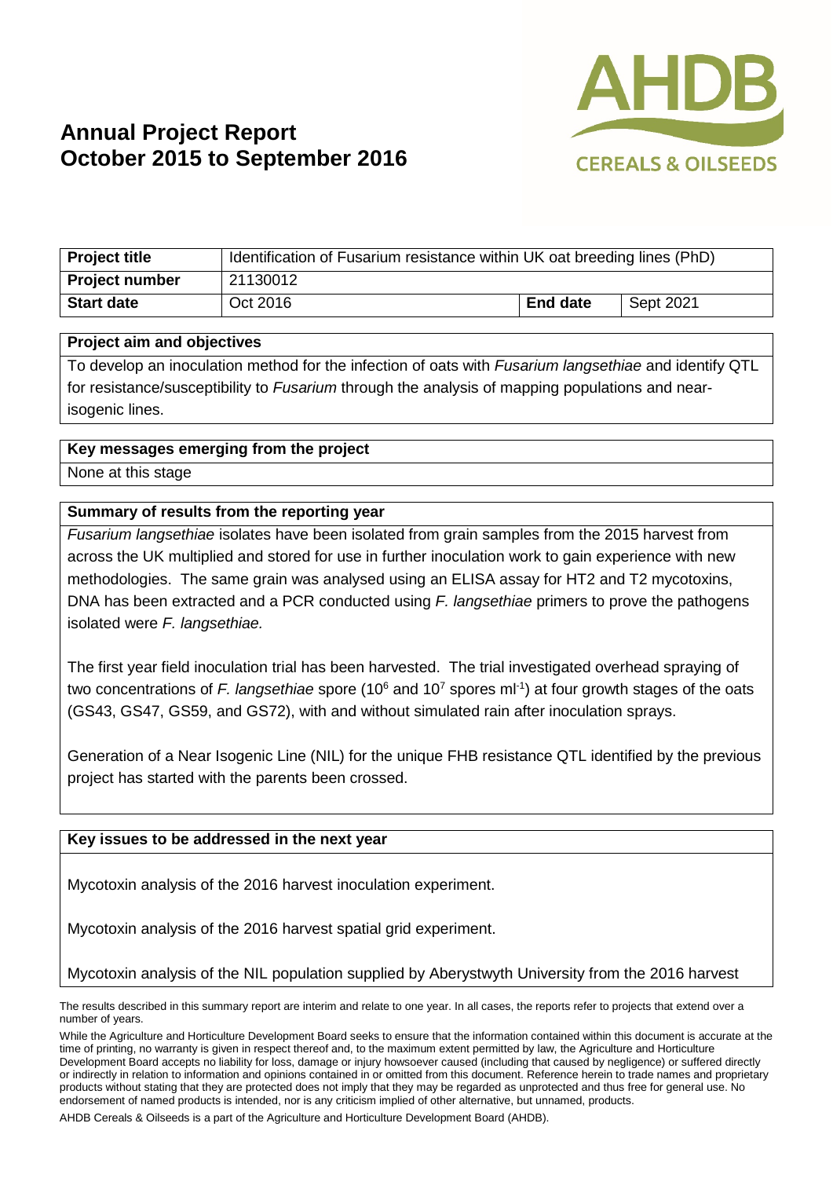# Annual Project Report
# October 2015 to September 2016

AHDB
CEREALS & OILSEEDS

| Project title | Identification of Fusarium resistance within UK oat breeding lines (PhD) | | |
|---|---|---|---|
| Project number | 21130012 | | |
| Start date | Oct 2016 | End date | Sept 2021 |

**Project aim and objectives**

To develop an inoculation method for the infection of oats with *Fusarium langsethiae* and identify QTL for resistance/susceptibility to *Fusarium* through the analysis of mapping populations and near-isogenic lines.

**Key messages emerging from the project**

None at this stage

**Summary of results from the reporting year**

*Fusarium langsethiae* isolates have been isolated from grain samples from the 2015 harvest from across the UK multiplied and stored for use in further inoculation work to gain experience with new methodologies. The same grain was analysed using an ELISA assay for HT2 and T2 mycotoxins, DNA has been extracted and a PCR conducted using *F. langsethiae* primers to prove the pathogens isolated were *F. langsethiae.*

The first year field inoculation trial has been harvested. The trial investigated overhead spraying of two concentrations of *F. langsethiae* spore ($10^6$ and $10^7$ spores $ml^{-1}$) at four growth stages of the oats (GS43, GS47, GS59, and GS72), with and without simulated rain after inoculation sprays.

Generation of a Near Isogenic Line (NIL) for the unique FHB resistance QTL identified by the previous project has started with the parents been crossed.

**Key issues to be addressed in the next year**

Mycotoxin analysis of the 2016 harvest inoculation experiment.

Mycotoxin analysis of the 2016 harvest spatial grid experiment.

Mycotoxin analysis of the NIL population supplied by Aberystwyth University from the 2016 harvest

The results described in this summary report are interim and relate to one year. In all cases, the reports refer to projects that extend over a number of years.

While the Agriculture and Horticulture Development Board seeks to ensure that the information contained within this document is accurate at the time of printing, no warranty is given in respect thereof and, to the maximum extent permitted by law, the Agriculture and Horticulture Development Board accepts no liability for loss, damage or injury howsoever caused (including that caused by negligence) or suffered directly or indirectly in relation to information and opinions contained in or omitted from this document. Reference herein to trade names and proprietary products without stating that they are protected does not imply that they may be regarded as unprotected and thus free for general use. No endorsement of named products is intended, nor is any criticism implied of other alternative, but unnamed, products.

AHDB Cereals & Oilseeds is a part of the Agriculture and Horticulture Development Board (AHDB).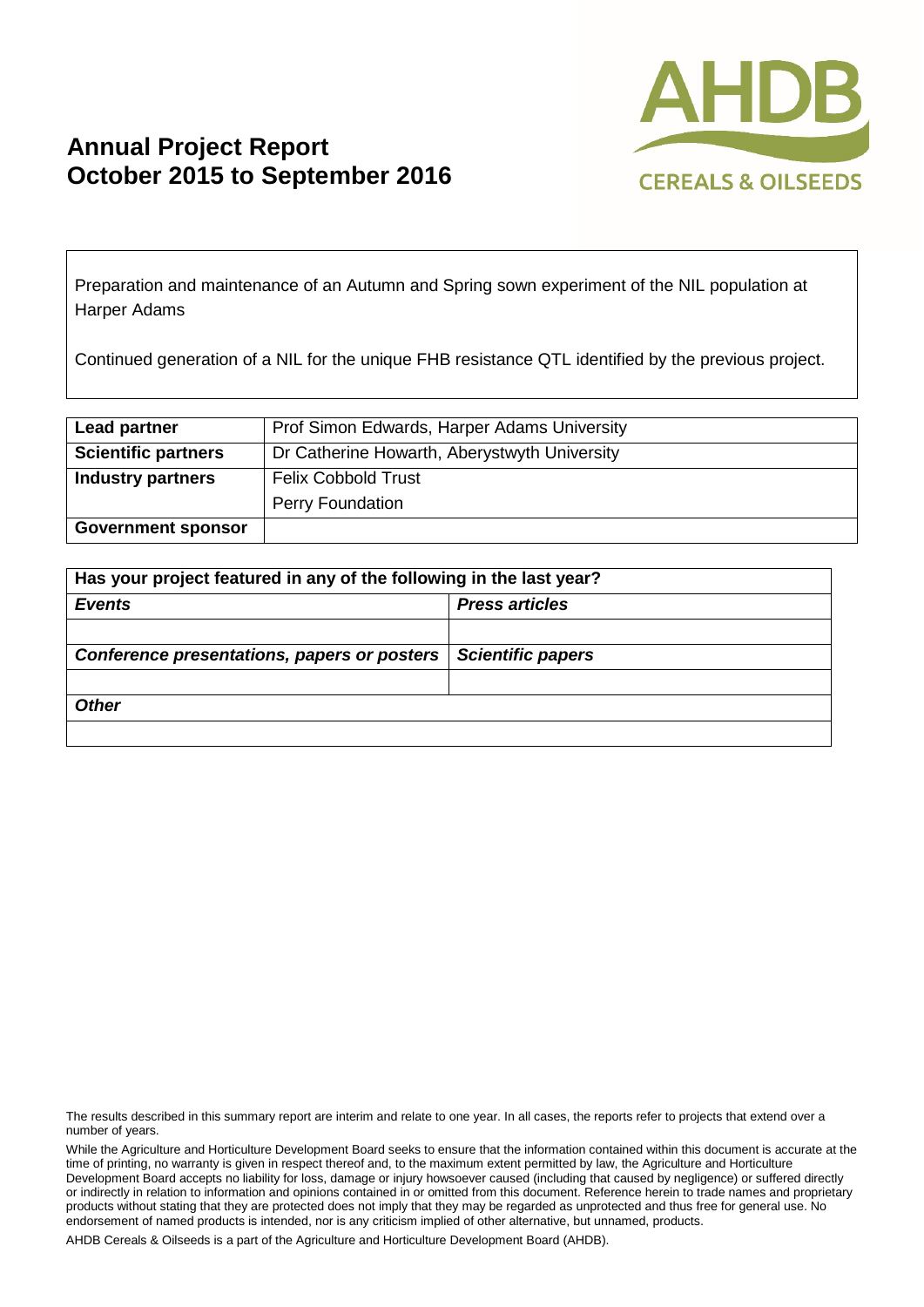# Annual Project Report
# October 2015 to September 2016

Preparation and maintenance of an Autumn and Spring sown experiment of the NIL population at Harper Adams

Continued generation of a NIL for the unique FHB resistance QTL identified by the previous project.

| | |
|---|---|
| **Lead partner** | Prof Simon Edwards, Harper Adams University |
| **Scientific partners** | Dr Catherine Howarth, Aberystwyth University |
| **Industry partners** | Felix Cobbold Trust<br>Perry Foundation |
| **Government sponsor** | |

| Has your project featured in any of the following in the last year? | |
|---|---|
| ***Events*** | ***Press articles*** |
| | |
| ***Conference presentations, papers or posters*** | ***Scientific papers*** |
| | |
| ***Other*** | |
| | |

The results described in this summary report are interim and relate to one year. In all cases, the reports refer to projects that extend over a number of years.

While the Agriculture and Horticulture Development Board seeks to ensure that the information contained within this document is accurate at the time of printing, no warranty is given in respect thereof and, to the maximum extent permitted by law, the Agriculture and Horticulture Development Board accepts no liability for loss, damage or injury howsoever caused (including that caused by negligence) or suffered directly or indirectly in relation to information and opinions contained in or omitted from this document. Reference herein to trade names and proprietary products without stating that they are protected does not imply that they may be regarded as unprotected and thus free for general use. No endorsement of named products is intended, nor is any criticism implied of other alternative, but unnamed, products.

AHDB Cereals & Oilseeds is a part of the Agriculture and Horticulture Development Board (AHDB).